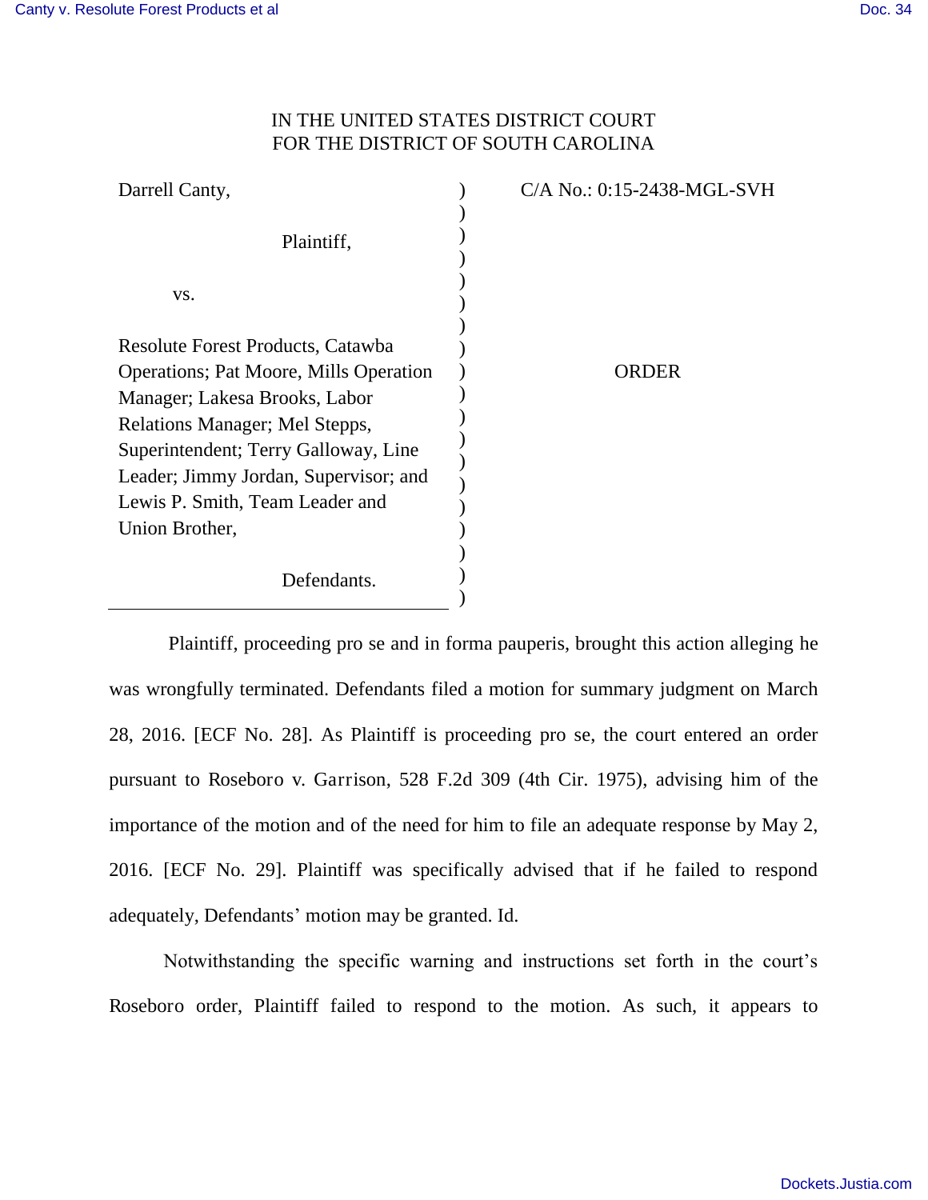IN THE UNITED STATES DISTRICT COURT
FOR THE DISTRICT OF SOUTH CAROLINA

| | | |
|---|---|---|
| Darrell Canty,<br><br>Plaintiff,<br><br>vs.<br><br>Resolute Forest Products, Catawba Operations; Pat Moore, Mills Operation Manager; Lakesa Brooks, Labor Relations Manager; Mel Stepps, Superintendent; Terry Galloway, Line Leader; Jimmy Jordan, Supervisor; and Lewis P. Smith, Team Leader and Union Brother,<br><br>Defendants. | ) | C/A No.: 0:15-2438-MGL-SVH<br><br>ORDER |

Plaintiff, proceeding pro se and in forma pauperis, brought this action alleging he was wrongfully terminated. Defendants filed a motion for summary judgment on March 28, 2016. [ECF No. 28]. As Plaintiff is proceeding pro se, the court entered an order pursuant to Roseboro v. Garrison, 528 F.2d 309 (4th Cir. 1975), advising him of the importance of the motion and of the need for him to file an adequate response by May 2, 2016. [ECF No. 29]. Plaintiff was specifically advised that if he failed to respond adequately, Defendants' motion may be granted. Id.

Notwithstanding the specific warning and instructions set forth in the court's Roseboro order, Plaintiff failed to respond to the motion. As such, it appears to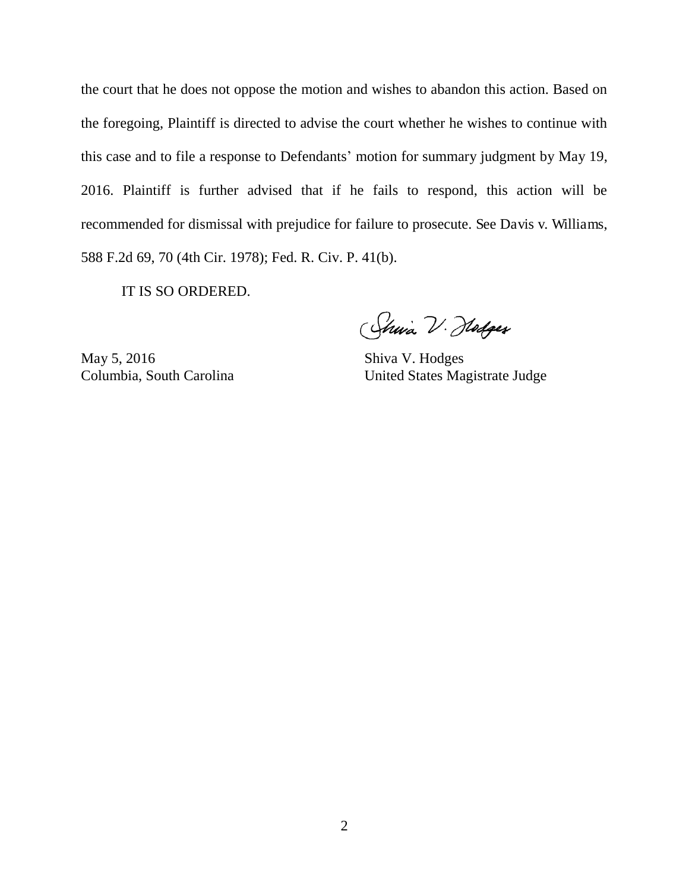the court that he does not oppose the motion and wishes to abandon this action. Based on the foregoing, Plaintiff is directed to advise the court whether he wishes to continue with this case and to file a response to Defendants' motion for summary judgment by May 19, 2016. Plaintiff is further advised that if he fails to respond, this action will be recommended for dismissal with prejudice for failure to prosecute. See Davis v. Williams, 588 F.2d 69, 70 (4th Cir. 1978); Fed. R. Civ. P. 41(b).

IT IS SO ORDERED.

May 5, 2016
Columbia, South Carolina

Shiva V. Hodges
United States Magistrate Judge